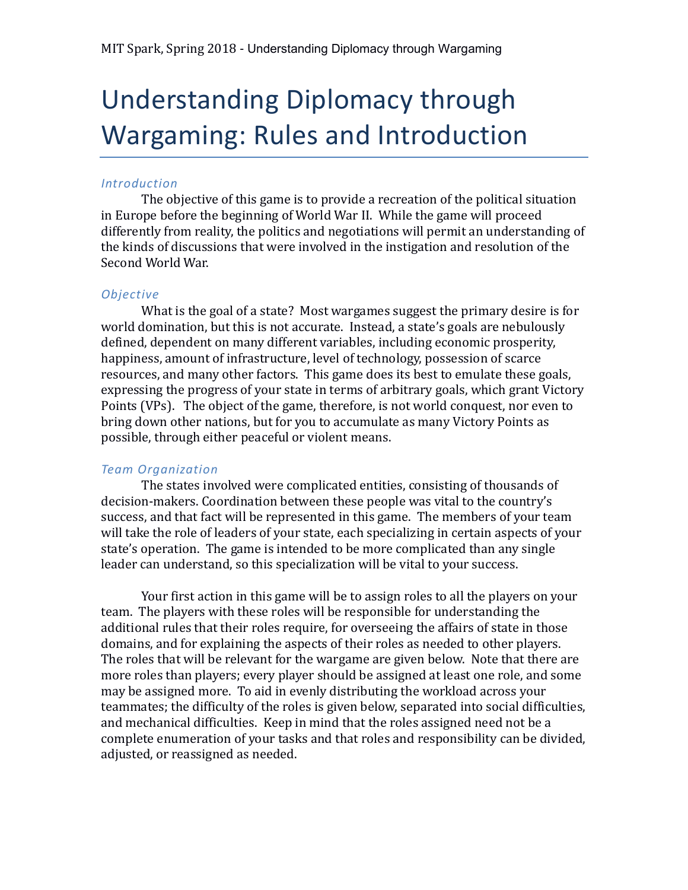# Understanding Diplomacy through Wargaming: Rules and Introduction

### *Introduction*

The objective of this game is to provide a recreation of the political situation in Europe before the beginning of World War II. While the game will proceed differently from reality, the politics and negotiations will permit an understanding of the kinds of discussions that were involved in the instigation and resolution of the Second World War.

### *Objective*

What is the goal of a state? Most wargames suggest the primary desire is for world domination, but this is not accurate. Instead, a state's goals are nebulously defined, dependent on many different variables, including economic prosperity, happiness, amount of infrastructure, level of technology, possession of scarce resources, and many other factors. This game does its best to emulate these goals, expressing the progress of your state in terms of arbitrary goals, which grant Victory Points (VPs). The object of the game, therefore, is not world conquest, nor even to bring down other nations, but for you to accumulate as many Victory Points as possible, through either peaceful or violent means.

### *Team Organization*

The states involved were complicated entities, consisting of thousands of decision-makers. Coordination between these people was vital to the country's success, and that fact will be represented in this game. The members of your team will take the role of leaders of your state, each specializing in certain aspects of your state's operation. The game is intended to be more complicated than any single leader can understand, so this specialization will be vital to your success.

Your first action in this game will be to assign roles to all the players on your team. The players with these roles will be responsible for understanding the additional rules that their roles require, for overseeing the affairs of state in those domains, and for explaining the aspects of their roles as needed to other players. The roles that will be relevant for the wargame are given below. Note that there are more roles than players; every player should be assigned at least one role, and some may be assigned more. To aid in evenly distributing the workload across your teammates; the difficulty of the roles is given below, separated into social difficulties, and mechanical difficulties. Keep in mind that the roles assigned need not be a complete enumeration of your tasks and that roles and responsibility can be divided, adjusted, or reassigned as needed.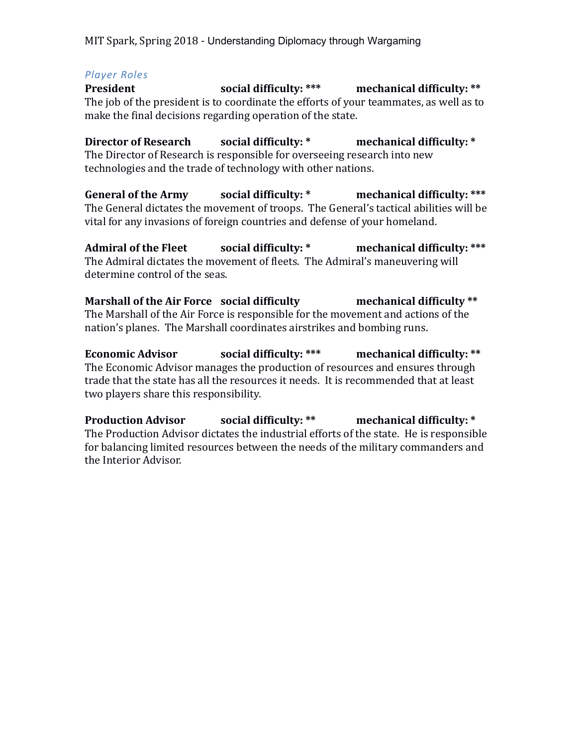*Player Roles*

**President** **social difficulty: *** ** **mechanical difficulty: ****

The job of the president is to coordinate the efforts of your teammates, as well as to make the final decisions regarding operation of the state.

**Director of Research** **social difficulty: *** **mechanical difficulty: ***

The Director of Research is responsible for overseeing research into new technologies and the trade of technology with other nations.

**General of the Army** **social difficulty: *** **mechanical difficulty: *****

The General dictates the movement of troops. The General's tactical abilities will be vital for any invasions of foreign countries and defense of your homeland.

**Admiral of the Fleet** **social difficulty: *** **mechanical difficulty: *****

The Admiral dictates the movement of fleets. The Admiral's maneuvering will determine control of the seas.

**Marshall of the Air Force** **social difficulty** **mechanical difficulty ****

The Marshall of the Air Force is responsible for the movement and actions of the nation's planes. The Marshall coordinates airstrikes and bombing runs.

**Economic Advisor** **social difficulty: ***** **mechanical difficulty: ****

The Economic Advisor manages the production of resources and ensures through trade that the state has all the resources it needs. It is recommended that at least two players share this responsibility.

**Production Advisor** **social difficulty: **** **mechanical difficulty: ***

The Production Advisor dictates the industrial efforts of the state. He is responsible for balancing limited resources between the needs of the military commanders and the Interior Advisor.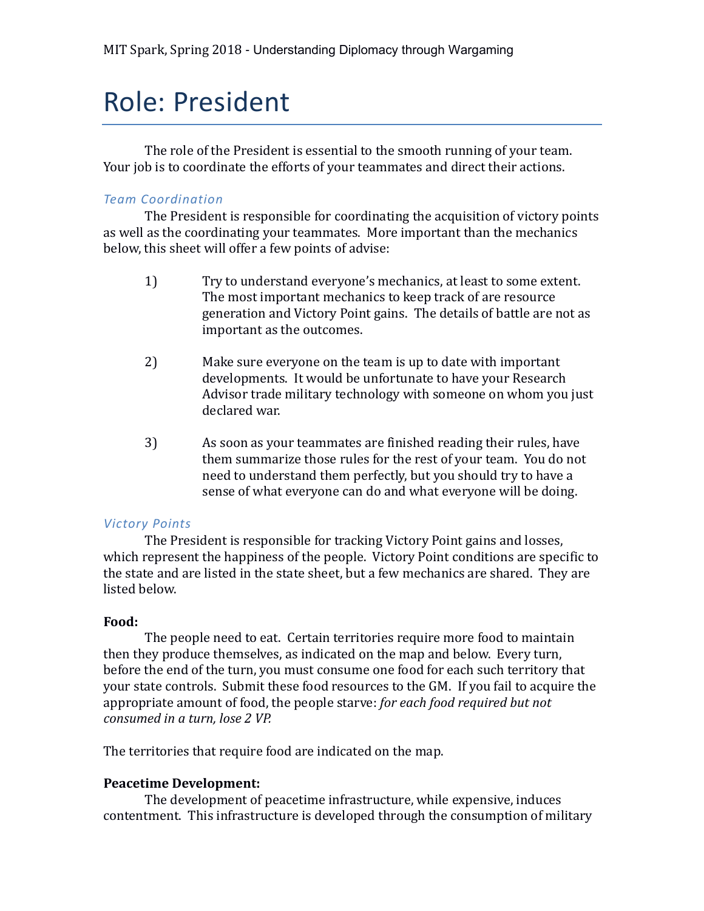# Role: President

The role of the President is essential to the smooth running of your team. Your job is to coordinate the efforts of your teammates and direct their actions.

### *Team Coordination*

The President is responsible for coordinating the acquisition of victory points as well as the coordinating your teammates. More important than the mechanics below, this sheet will offer a few points of advise:

1) Try to understand everyone's mechanics, at least to some extent. The most important mechanics to keep track of are resource generation and Victory Point gains. The details of battle are not as important as the outcomes.

2) Make sure everyone on the team is up to date with important developments. It would be unfortunate to have your Research Advisor trade military technology with someone on whom you just declared war.

3) As soon as your teammates are finished reading their rules, have them summarize those rules for the rest of your team. You do not need to understand them perfectly, but you should try to have a sense of what everyone can do and what everyone will be doing.

### *Victory Points*

The President is responsible for tracking Victory Point gains and losses, which represent the happiness of the people. Victory Point conditions are specific to the state and are listed in the state sheet, but a few mechanics are shared. They are listed below.

**Food:**

The people need to eat. Certain territories require more food to maintain then they produce themselves, as indicated on the map and below. Every turn, before the end of the turn, you must consume one food for each such territory that your state controls. Submit these food resources to the GM. If you fail to acquire the appropriate amount of food, the people starve: *for each food required but not consumed in a turn, lose 2 VP.*

The territories that require food are indicated on the map.

**Peacetime Development:**

The development of peacetime infrastructure, while expensive, induces contentment. This infrastructure is developed through the consumption of military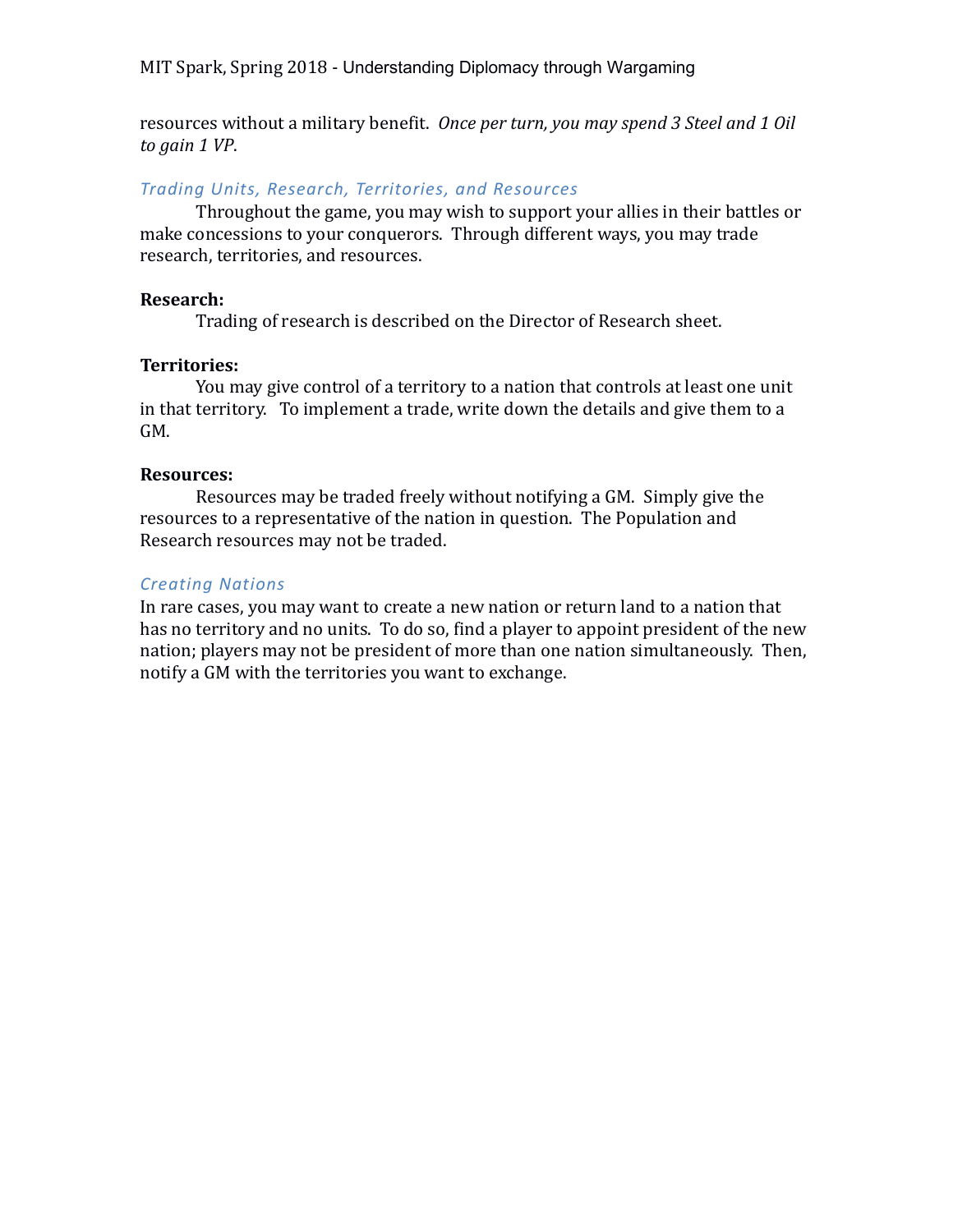resources without a military benefit. *Once per turn, you may spend 3 Steel and 1 Oil to gain 1 VP*.

### *Trading Units, Research, Territories, and Resources*

Throughout the game, you may wish to support your allies in their battles or make concessions to your conquerors. Through different ways, you may trade research, territories, and resources.

**Research:**

Trading of research is described on the Director of Research sheet.

**Territories:**

You may give control of a territory to a nation that controls at least one unit in that territory. To implement a trade, write down the details and give them to a GM.

**Resources:**

Resources may be traded freely without notifying a GM. Simply give the resources to a representative of the nation in question. The Population and Research resources may not be traded.

### *Creating Nations*

In rare cases, you may want to create a new nation or return land to a nation that has no territory and no units. To do so, find a player to appoint president of the new nation; players may not be president of more than one nation simultaneously. Then, notify a GM with the territories you want to exchange.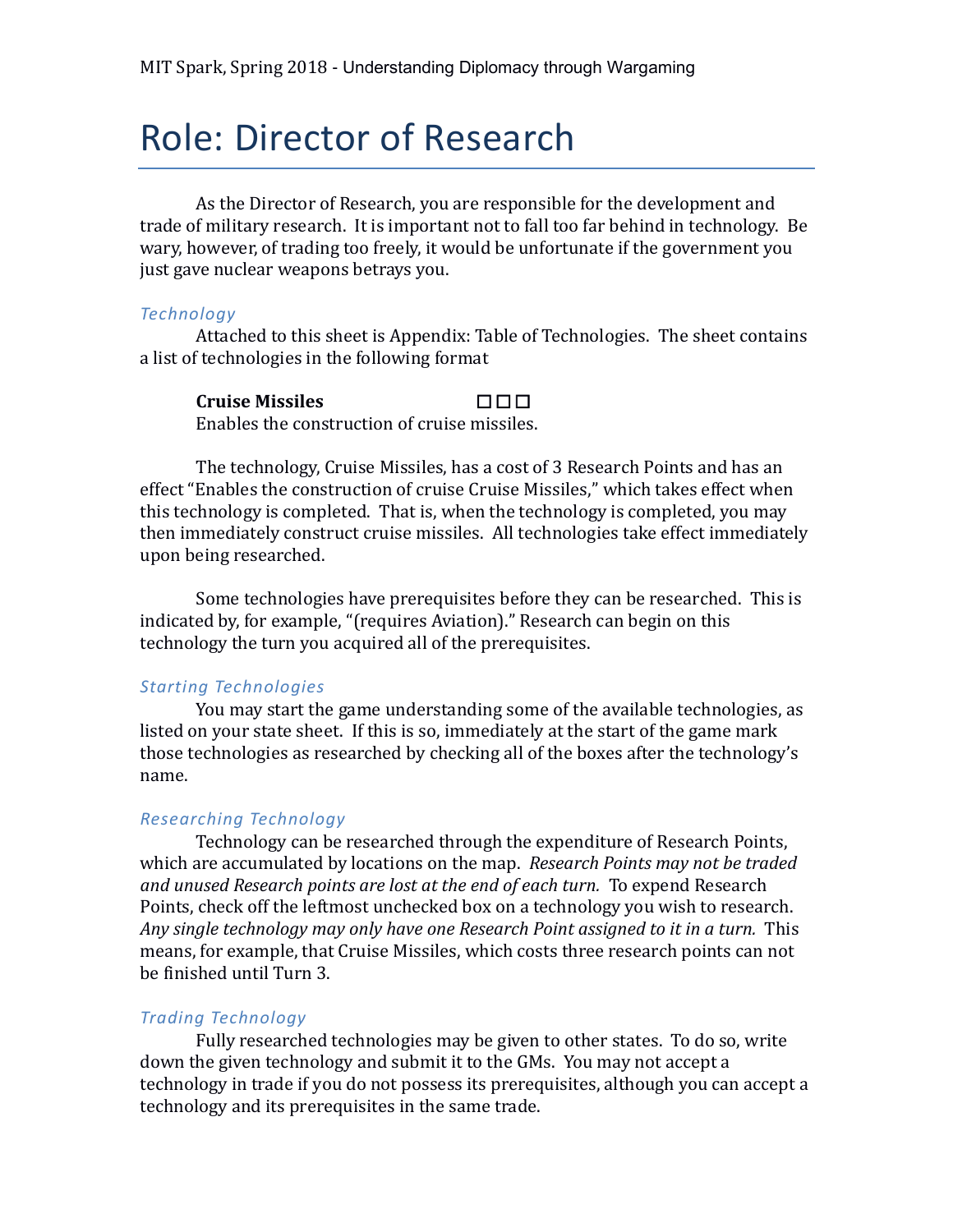# Role: Director of Research

As the Director of Research, you are responsible for the development and trade of military research. It is important not to fall too far behind in technology. Be wary, however, of trading too freely, it would be unfortunate if the government you just gave nuclear weapons betrays you.

### *Technology*

Attached to this sheet is Appendix: Table of Technologies. The sheet contains a list of technologies in the following format

**Cruise Missiles** ☐☐☐
Enables the construction of cruise missiles.

The technology, Cruise Missiles, has a cost of 3 Research Points and has an effect "Enables the construction of cruise Cruise Missiles," which takes effect when this technology is completed. That is, when the technology is completed, you may then immediately construct cruise missiles. All technologies take effect immediately upon being researched.

Some technologies have prerequisites before they can be researched. This is indicated by, for example, "(requires Aviation)." Research can begin on this technology the turn you acquired all of the prerequisites.

### *Starting Technologies*

You may start the game understanding some of the available technologies, as listed on your state sheet. If this is so, immediately at the start of the game mark those technologies as researched by checking all of the boxes after the technology's name.

### *Researching Technology*

Technology can be researched through the expenditure of Research Points, which are accumulated by locations on the map. *Research Points may not be traded and unused Research points are lost at the end of each turn.* To expend Research Points, check off the leftmost unchecked box on a technology you wish to research. *Any single technology may only have one Research Point assigned to it in a turn.* This means, for example, that Cruise Missiles, which costs three research points can not be finished until Turn 3.

### *Trading Technology*

Fully researched technologies may be given to other states. To do so, write down the given technology and submit it to the GMs. You may not accept a technology in trade if you do not possess its prerequisites, although you can accept a technology and its prerequisites in the same trade.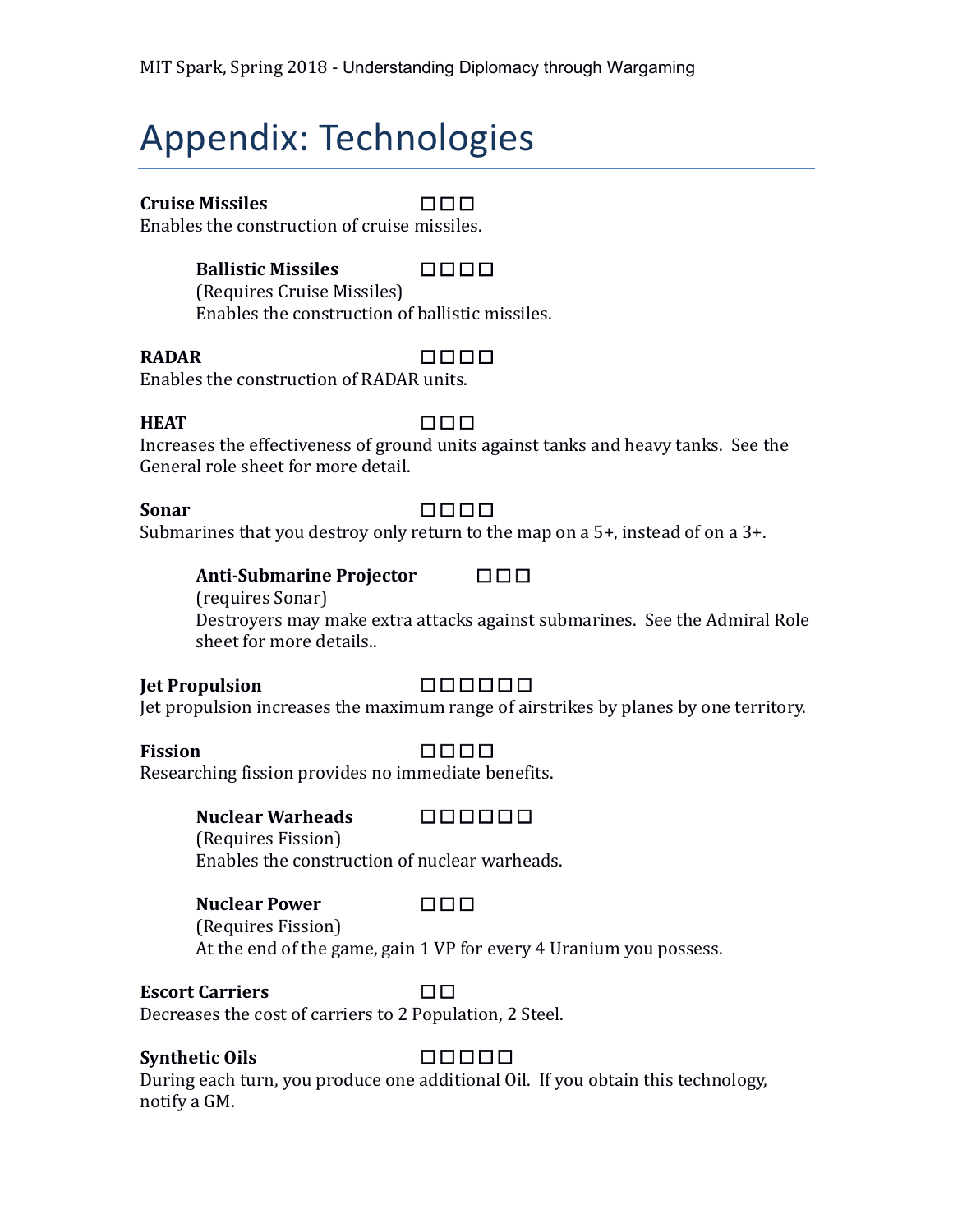# Appendix: Technologies

**Cruise Missiles** ☐☐☐
Enables the construction of cruise missiles.

> **Ballistic Missiles** ☐☐☐☐
> (Requires Cruise Missiles)
> Enables the construction of ballistic missiles.

**RADAR** ☐☐☐☐
Enables the construction of RADAR units.

**HEAT** ☐☐☐
Increases the effectiveness of ground units against tanks and heavy tanks. See the General role sheet for more detail.

**Sonar** ☐☐☐☐
Submarines that you destroy only return to the map on a 5+, instead of on a 3+.

> **Anti-Submarine Projector** ☐☐☐
> (requires Sonar)
> Destroyers may make extra attacks against submarines. See the Admiral Role sheet for more details..

**Jet Propulsion** ☐☐☐☐☐☐
Jet propulsion increases the maximum range of airstrikes by planes by one territory.

**Fission** ☐☐☐☐
Researching fission provides no immediate benefits.

> **Nuclear Warheads** ☐☐☐☐☐☐
> (Requires Fission)
> Enables the construction of nuclear warheads.

> **Nuclear Power** ☐☐☐
> (Requires Fission)
> At the end of the game, gain 1 VP for every 4 Uranium you possess.

**Escort Carriers** ☐☐
Decreases the cost of carriers to 2 Population, 2 Steel.

**Synthetic Oils** ☐☐☐☐☐
During each turn, you produce one additional Oil. If you obtain this technology, notify a GM.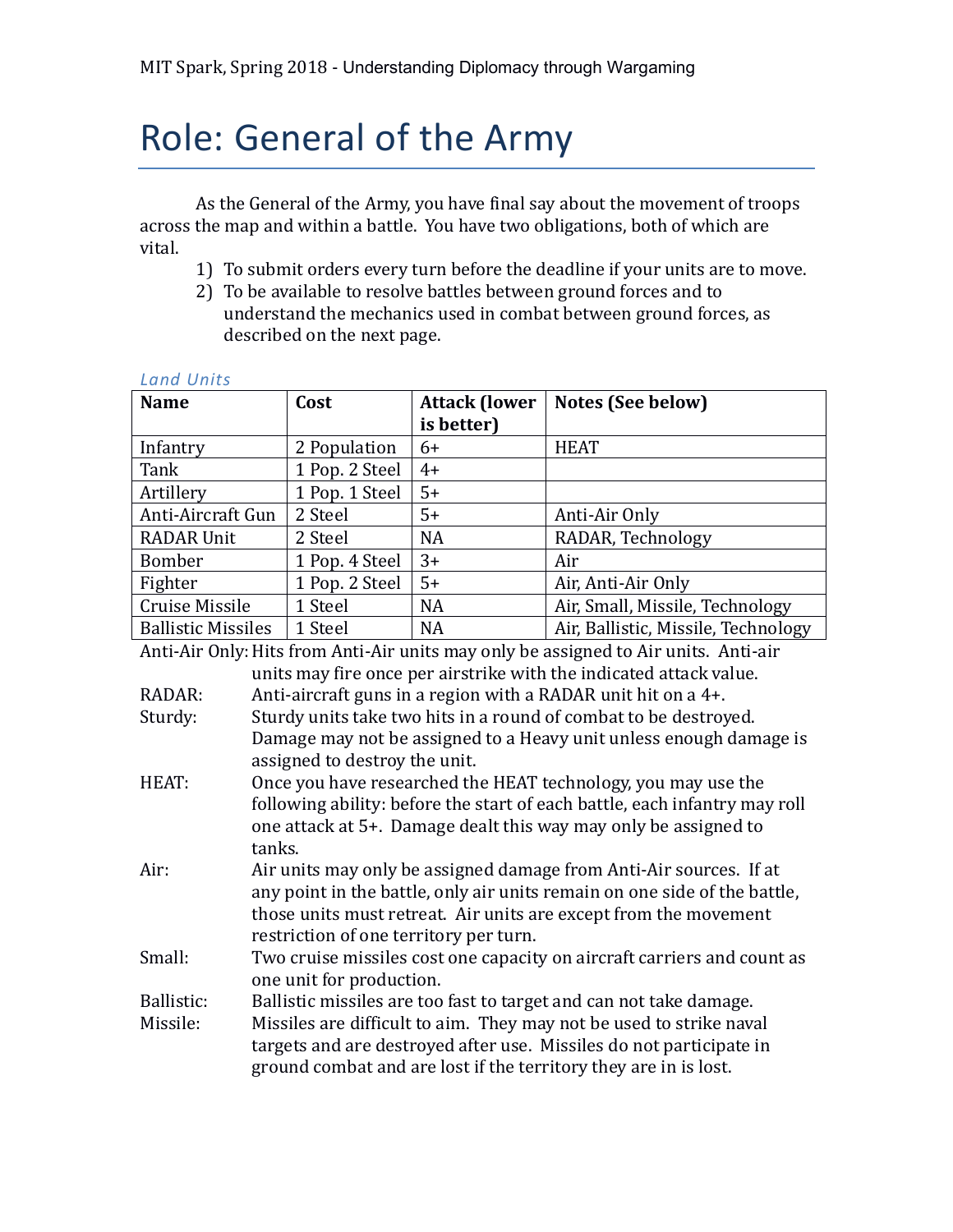# Role: General of the Army

As the General of the Army, you have final say about the movement of troops across the map and within a battle. You have two obligations, both of which are vital.

1) To submit orders every turn before the deadline if your units are to move.
2) To be available to resolve battles between ground forces and to understand the mechanics used in combat between ground forces, as described on the next page.

*Land Units*

| Name | Cost | Attack (lower is better) | Notes (See below) |
|---|---|---|---|
| Infantry | 2 Population | 6+ | HEAT |
| Tank | 1 Pop. 2 Steel | 4+ | |
| Artillery | 1 Pop. 1 Steel | 5+ | |
| Anti-Aircraft Gun | 2 Steel | 5+ | Anti-Air Only |
| RADAR Unit | 2 Steel | NA | RADAR, Technology |
| Bomber | 1 Pop. 4 Steel | 3+ | Air |
| Fighter | 1 Pop. 2 Steel | 5+ | Air, Anti-Air Only |
| Cruise Missile | 1 Steel | NA | Air, Small, Missile, Technology |
| Ballistic Missiles | 1 Steel | NA | Air, Ballistic, Missile, Technology |

Anti-Air Only: Hits from Anti-Air units may only be assigned to Air units. Anti-air units may fire once per airstrike with the indicated attack value.

RADAR: Anti-aircraft guns in a region with a RADAR unit hit on a 4+.

Sturdy: Sturdy units take two hits in a round of combat to be destroyed. Damage may not be assigned to a Heavy unit unless enough damage is assigned to destroy the unit.

HEAT: Once you have researched the HEAT technology, you may use the following ability: before the start of each battle, each infantry may roll one attack at 5+. Damage dealt this way may only be assigned to tanks.

Air: Air units may only be assigned damage from Anti-Air sources. If at any point in the battle, only air units remain on one side of the battle, those units must retreat. Air units are except from the movement restriction of one territory per turn.

Small: Two cruise missiles cost one capacity on aircraft carriers and count as one unit for production.

Ballistic: Ballistic missiles are too fast to target and can not take damage.

Missile: Missiles are difficult to aim. They may not be used to strike naval targets and are destroyed after use. Missiles do not participate in ground combat and are lost if the territory they are in is lost.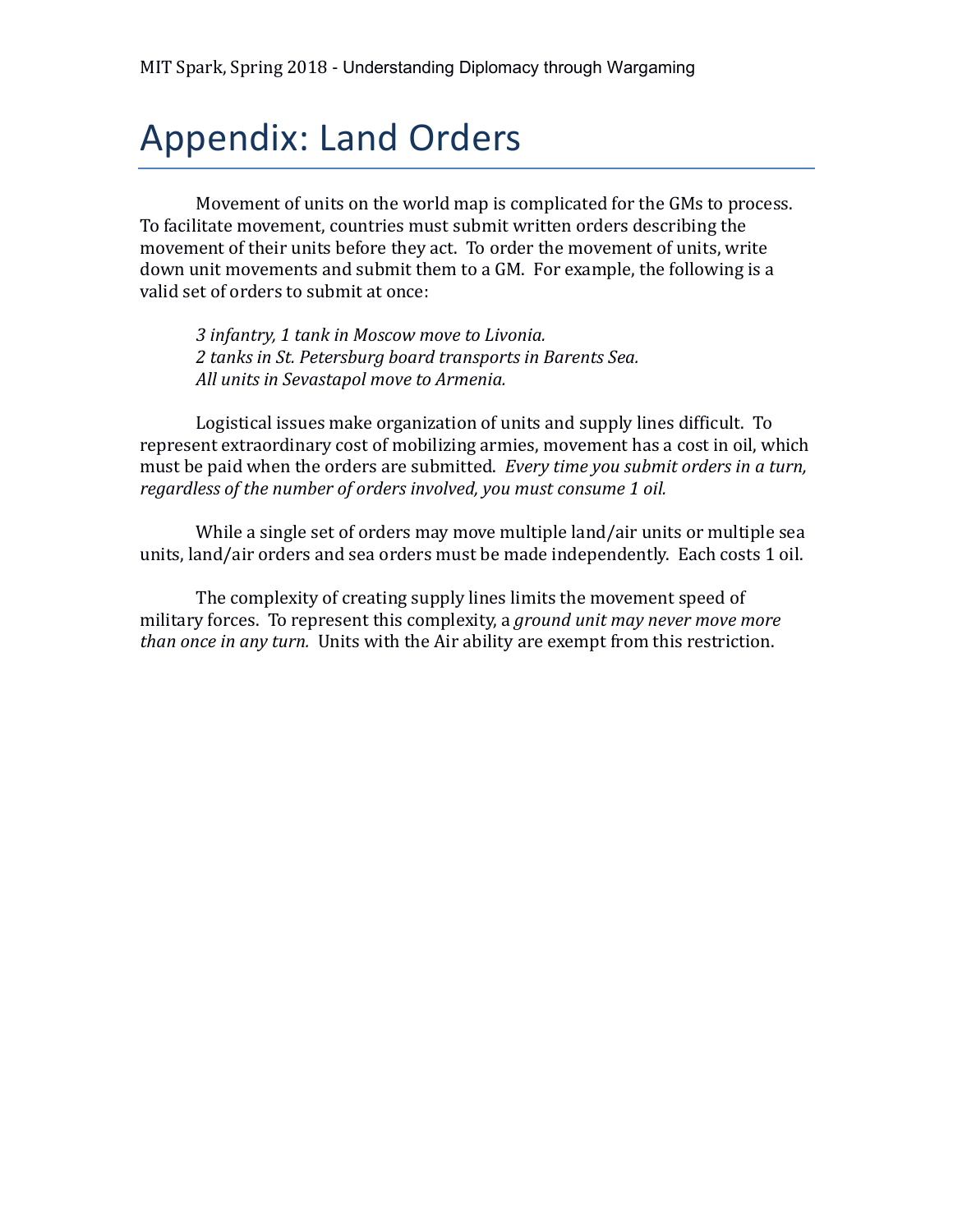# Appendix: Land Orders

Movement of units on the world map is complicated for the GMs to process. To facilitate movement, countries must submit written orders describing the movement of their units before they act. To order the movement of units, write down unit movements and submit them to a GM. For example, the following is a valid set of orders to submit at once:

> *3 infantry, 1 tank in Moscow move to Livonia.*
> *2 tanks in St. Petersburg board transports in Barents Sea.*
> *All units in Sevastapol move to Armenia.*

Logistical issues make organization of units and supply lines difficult. To represent extraordinary cost of mobilizing armies, movement has a cost in oil, which must be paid when the orders are submitted. *Every time you submit orders in a turn, regardless of the number of orders involved, you must consume 1 oil.*

While a single set of orders may move multiple land/air units or multiple sea units, land/air orders and sea orders must be made independently. Each costs 1 oil.

The complexity of creating supply lines limits the movement speed of military forces. To represent this complexity, a *ground unit may never move more than once in any turn.* Units with the Air ability are exempt from this restriction.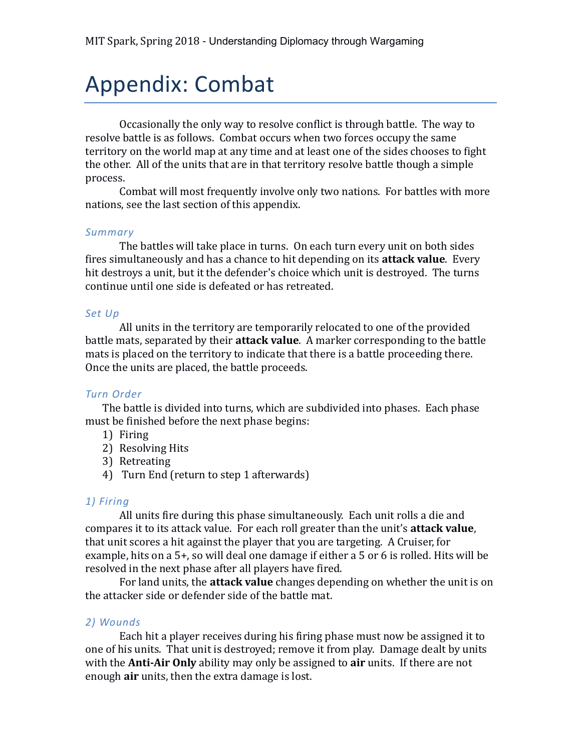# Appendix: Combat

Occasionally the only way to resolve conflict is through battle. The way to resolve battle is as follows. Combat occurs when two forces occupy the same territory on the world map at any time and at least one of the sides chooses to fight the other. All of the units that are in that territory resolve battle though a simple process.

Combat will most frequently involve only two nations. For battles with more nations, see the last section of this appendix.

### *Summary*

The battles will take place in turns. On each turn every unit on both sides fires simultaneously and has a chance to hit depending on its **attack value**. Every hit destroys a unit, but it the defender's choice which unit is destroyed. The turns continue until one side is defeated or has retreated.

### *Set Up*

All units in the territory are temporarily relocated to one of the provided battle mats, separated by their **attack value**. A marker corresponding to the battle mats is placed on the territory to indicate that there is a battle proceeding there. Once the units are placed, the battle proceeds.

### *Turn Order*

The battle is divided into turns, which are subdivided into phases. Each phase must be finished before the next phase begins:

1) Firing
2) Resolving Hits
3) Retreating
4) Turn End (return to step 1 afterwards)

### *1) Firing*

All units fire during this phase simultaneously. Each unit rolls a die and compares it to its attack value. For each roll greater than the unit's **attack value**, that unit scores a hit against the player that you are targeting. A Cruiser, for example, hits on a 5+, so will deal one damage if either a 5 or 6 is rolled. Hits will be resolved in the next phase after all players have fired.

For land units, the **attack value** changes depending on whether the unit is on the attacker side or defender side of the battle mat.

### *2) Wounds*

Each hit a player receives during his firing phase must now be assigned it to one of his units. That unit is destroyed; remove it from play. Damage dealt by units with the **Anti-Air Only** ability may only be assigned to **air** units. If there are not enough **air** units, then the extra damage is lost.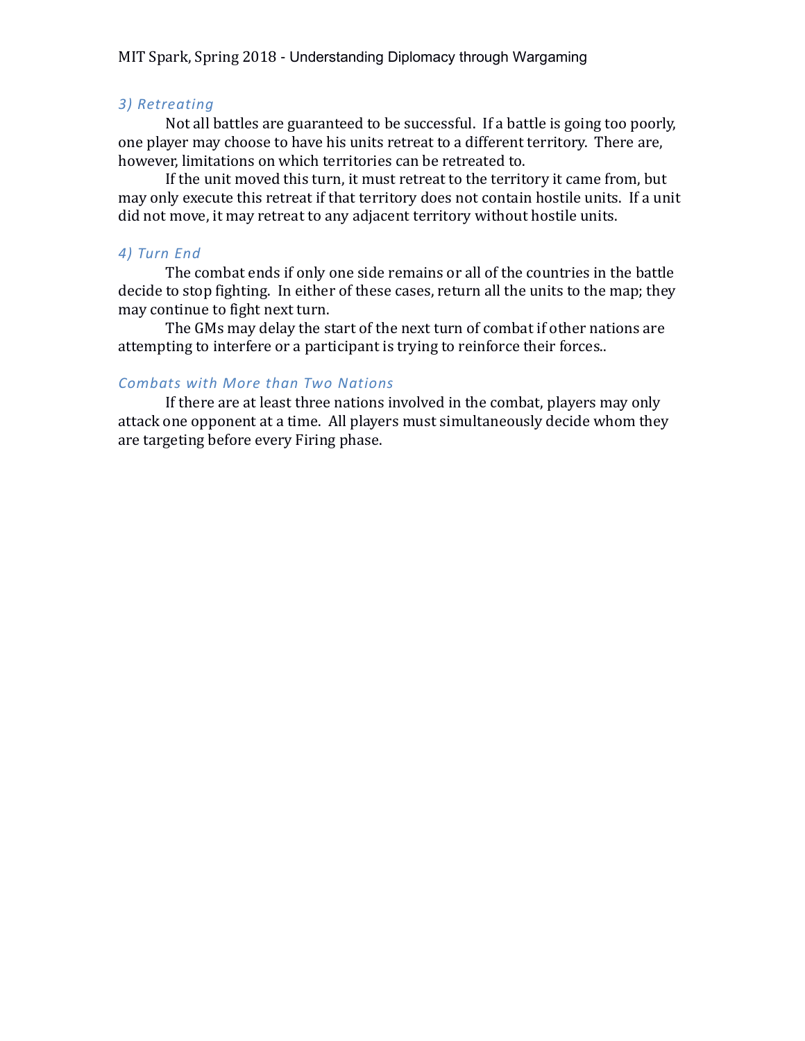### *3) Retreating*

Not all battles are guaranteed to be successful. If a battle is going too poorly, one player may choose to have his units retreat to a different territory. There are, however, limitations on which territories can be retreated to.

If the unit moved this turn, it must retreat to the territory it came from, but may only execute this retreat if that territory does not contain hostile units. If a unit did not move, it may retreat to any adjacent territory without hostile units.

### *4) Turn End*

The combat ends if only one side remains or all of the countries in the battle decide to stop fighting. In either of these cases, return all the units to the map; they may continue to fight next turn.

The GMs may delay the start of the next turn of combat if other nations are attempting to interfere or a participant is trying to reinforce their forces..

### *Combats with More than Two Nations*

If there are at least three nations involved in the combat, players may only attack one opponent at a time. All players must simultaneously decide whom they are targeting before every Firing phase.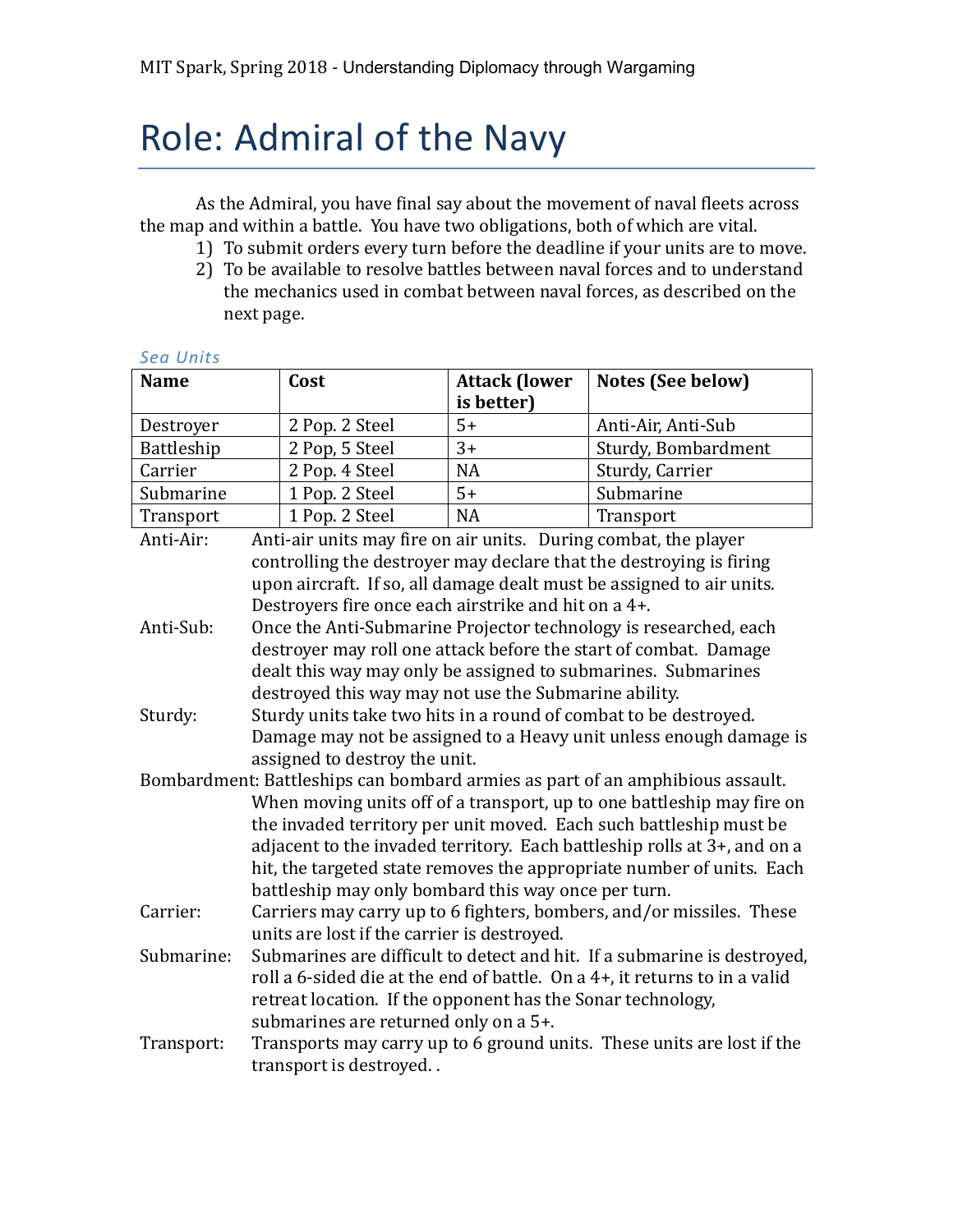# Role: Admiral of the Navy

As the Admiral, you have final say about the movement of naval fleets across the map and within a battle. You have two obligations, both of which are vital.

1) To submit orders every turn before the deadline if your units are to move.
2) To be available to resolve battles between naval forces and to understand the mechanics used in combat between naval forces, as described on the next page.

### *Sea Units*

| Name | Cost | Attack (lower is better) | Notes (See below) |
|---|---|---|---|
| Destroyer | 2 Pop. 2 Steel | 5+ | Anti-Air, Anti-Sub |
| Battleship | 2 Pop, 5 Steel | 3+ | Sturdy, Bombardment |
| Carrier | 2 Pop. 4 Steel | NA | Sturdy, Carrier |
| Submarine | 1 Pop. 2 Steel | 5+ | Submarine |
| Transport | 1 Pop. 2 Steel | NA | Transport |

Anti-Air: Anti-air units may fire on air units. During combat, the player controlling the destroyer may declare that the destroying is firing upon aircraft. If so, all damage dealt must be assigned to air units. Destroyers fire once each airstrike and hit on a 4+.

Anti-Sub: Once the Anti-Submarine Projector technology is researched, each destroyer may roll one attack before the start of combat. Damage dealt this way may only be assigned to submarines. Submarines destroyed this way may not use the Submarine ability.

Sturdy: Sturdy units take two hits in a round of combat to be destroyed. Damage may not be assigned to a Heavy unit unless enough damage is assigned to destroy the unit.

Bombardment: Battleships can bombard armies as part of an amphibious assault. When moving units off of a transport, up to one battleship may fire on the invaded territory per unit moved. Each such battleship must be adjacent to the invaded territory. Each battleship rolls at 3+, and on a hit, the targeted state removes the appropriate number of units. Each battleship may only bombard this way once per turn.

Carrier: Carriers may carry up to 6 fighters, bombers, and/or missiles. These units are lost if the carrier is destroyed.

Submarine: Submarines are difficult to detect and hit. If a submarine is destroyed, roll a 6-sided die at the end of battle. On a 4+, it returns to in a valid retreat location. If the opponent has the Sonar technology, submarines are returned only on a 5+.

Transport: Transports may carry up to 6 ground units. These units are lost if the transport is destroyed. .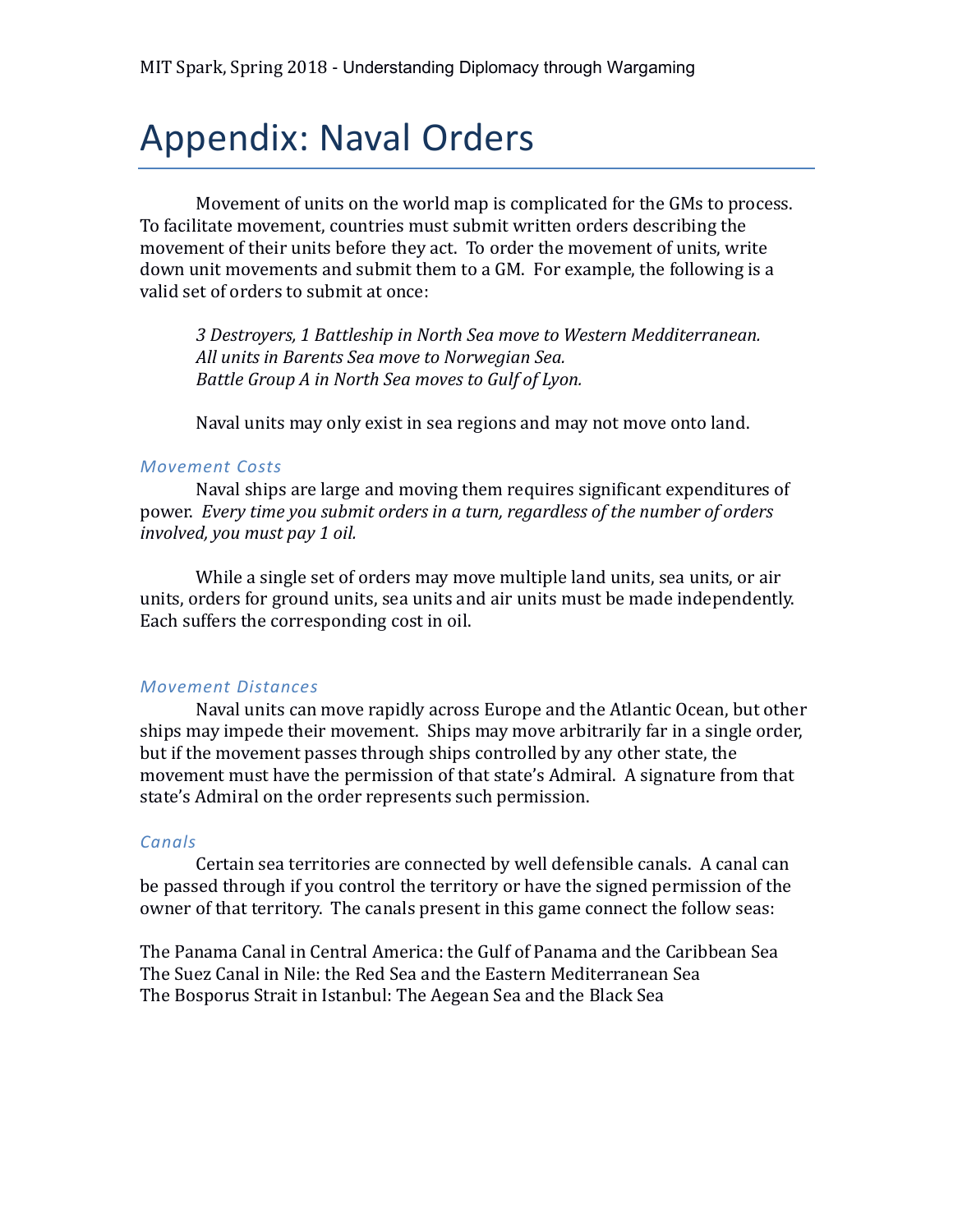# Appendix: Naval Orders

Movement of units on the world map is complicated for the GMs to process. To facilitate movement, countries must submit written orders describing the movement of their units before they act. To order the movement of units, write down unit movements and submit them to a GM. For example, the following is a valid set of orders to submit at once:

> *3 Destroyers, 1 Battleship in North Sea move to Western Medditerranean.*
> *All units in Barents Sea move to Norwegian Sea.*
> *Battle Group A in North Sea moves to Gulf of Lyon.*

Naval units may only exist in sea regions and may not move onto land.

### *Movement Costs*

Naval ships are large and moving them requires significant expenditures of power. *Every time you submit orders in a turn, regardless of the number of orders involved, you must pay 1 oil.*

While a single set of orders may move multiple land units, sea units, or air units, orders for ground units, sea units and air units must be made independently. Each suffers the corresponding cost in oil.

### *Movement Distances*

Naval units can move rapidly across Europe and the Atlantic Ocean, but other ships may impede their movement. Ships may move arbitrarily far in a single order, but if the movement passes through ships controlled by any other state, the movement must have the permission of that state's Admiral. A signature from that state's Admiral on the order represents such permission.

### *Canals*

Certain sea territories are connected by well defensible canals. A canal can be passed through if you control the territory or have the signed permission of the owner of that territory. The canals present in this game connect the follow seas:

The Panama Canal in Central America: the Gulf of Panama and the Caribbean Sea
The Suez Canal in Nile: the Red Sea and the Eastern Mediterranean Sea
The Bosporus Strait in Istanbul: The Aegean Sea and the Black Sea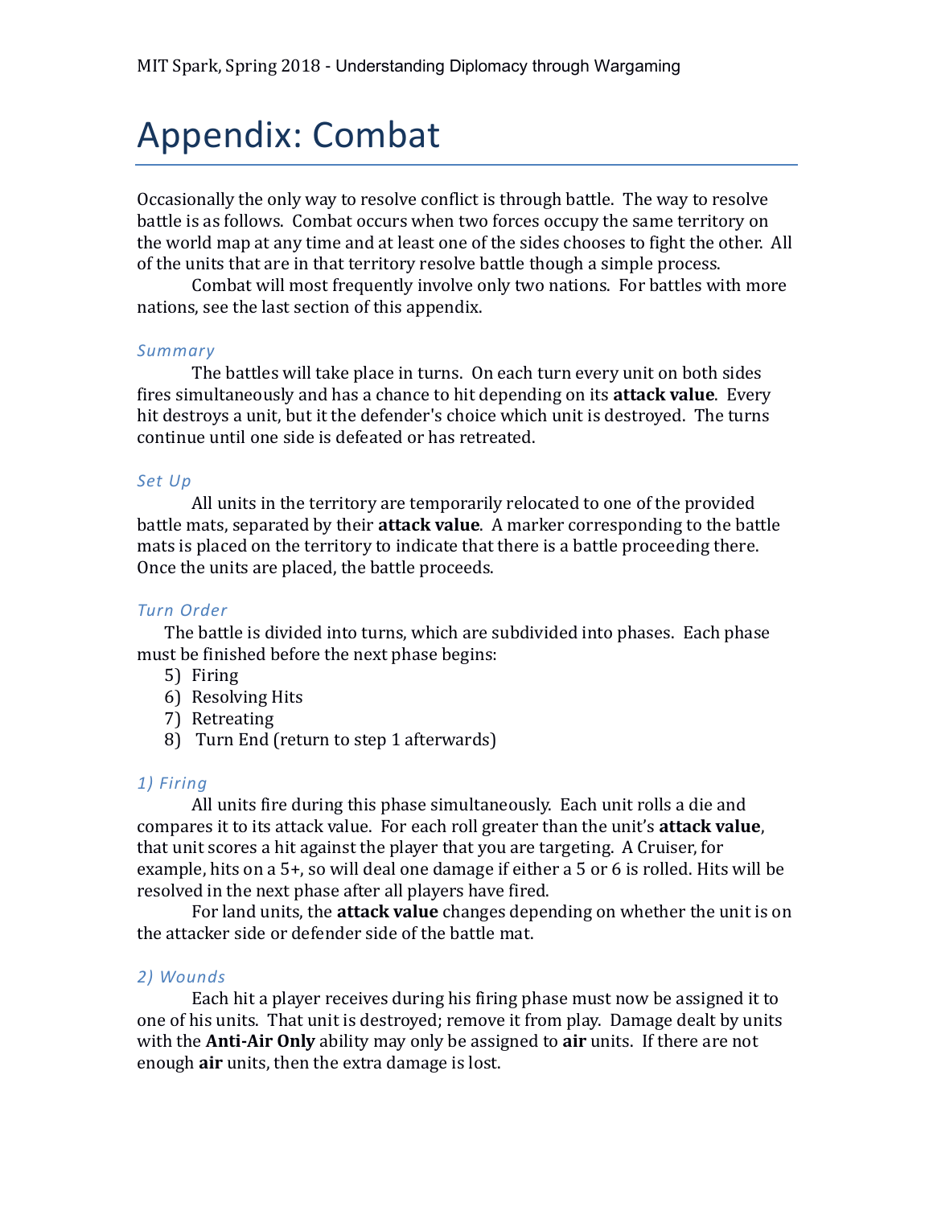# Appendix: Combat

Occasionally the only way to resolve conflict is through battle. The way to resolve battle is as follows. Combat occurs when two forces occupy the same territory on the world map at any time and at least one of the sides chooses to fight the other. All of the units that are in that territory resolve battle though a simple process.

Combat will most frequently involve only two nations. For battles with more nations, see the last section of this appendix.

### *Summary*

The battles will take place in turns. On each turn every unit on both sides fires simultaneously and has a chance to hit depending on its **attack value**. Every hit destroys a unit, but it the defender's choice which unit is destroyed. The turns continue until one side is defeated or has retreated.

### *Set Up*

All units in the territory are temporarily relocated to one of the provided battle mats, separated by their **attack value**. A marker corresponding to the battle mats is placed on the territory to indicate that there is a battle proceeding there. Once the units are placed, the battle proceeds.

### *Turn Order*

The battle is divided into turns, which are subdivided into phases. Each phase must be finished before the next phase begins:

5) Firing
6) Resolving Hits
7) Retreating
8) Turn End (return to step 1 afterwards)

### *1) Firing*

All units fire during this phase simultaneously. Each unit rolls a die and compares it to its attack value. For each roll greater than the unit's **attack value**, that unit scores a hit against the player that you are targeting. A Cruiser, for example, hits on a 5+, so will deal one damage if either a 5 or 6 is rolled. Hits will be resolved in the next phase after all players have fired.

For land units, the **attack value** changes depending on whether the unit is on the attacker side or defender side of the battle mat.

### *2) Wounds*

Each hit a player receives during his firing phase must now be assigned it to one of his units. That unit is destroyed; remove it from play. Damage dealt by units with the **Anti-Air Only** ability may only be assigned to **air** units. If there are not enough **air** units, then the extra damage is lost.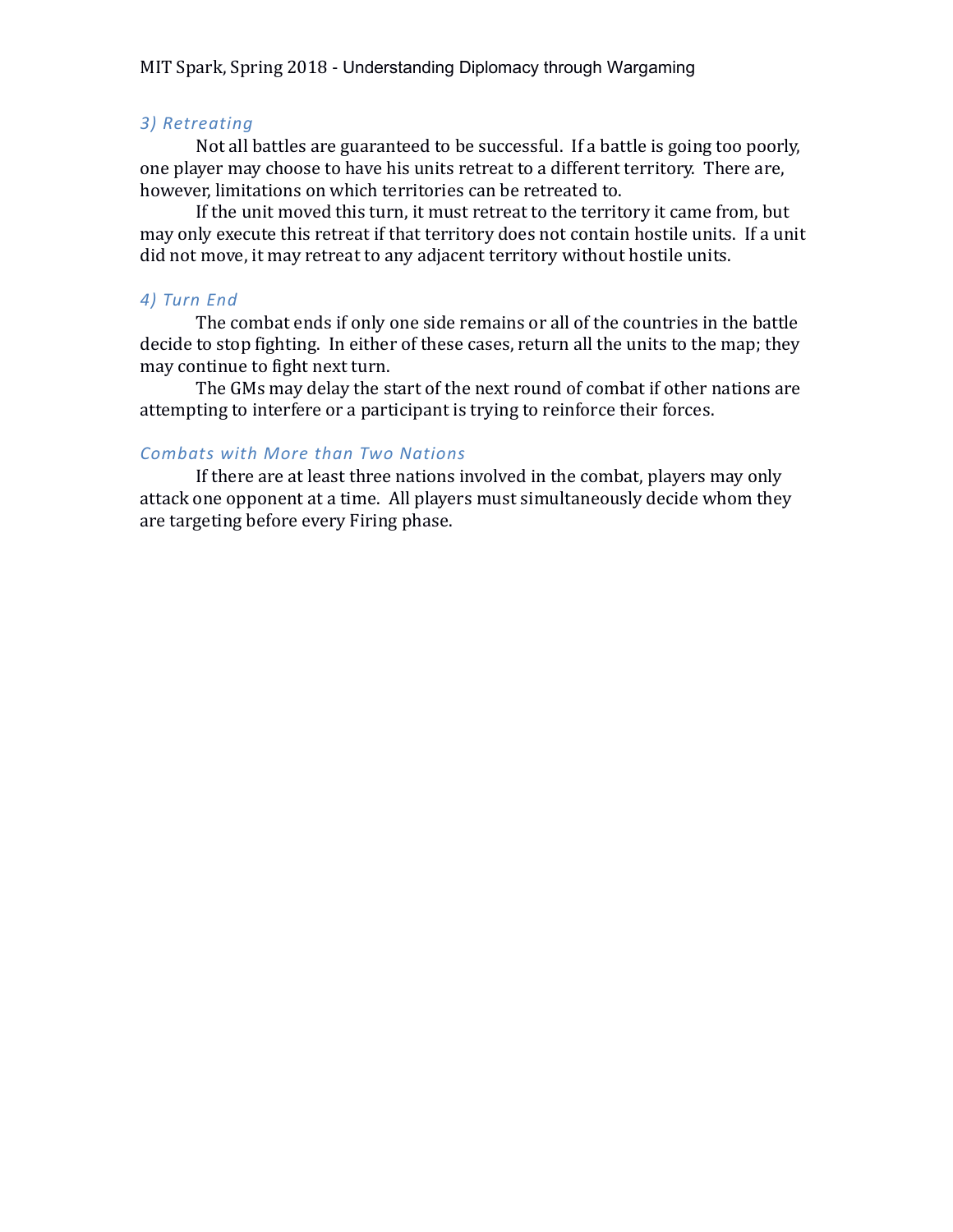### *3) Retreating*

Not all battles are guaranteed to be successful. If a battle is going too poorly, one player may choose to have his units retreat to a different territory. There are, however, limitations on which territories can be retreated to.

If the unit moved this turn, it must retreat to the territory it came from, but may only execute this retreat if that territory does not contain hostile units. If a unit did not move, it may retreat to any adjacent territory without hostile units.

### *4) Turn End*

The combat ends if only one side remains or all of the countries in the battle decide to stop fighting. In either of these cases, return all the units to the map; they may continue to fight next turn.

The GMs may delay the start of the next round of combat if other nations are attempting to interfere or a participant is trying to reinforce their forces.

### *Combats with More than Two Nations*

If there are at least three nations involved in the combat, players may only attack one opponent at a time. All players must simultaneously decide whom they are targeting before every Firing phase.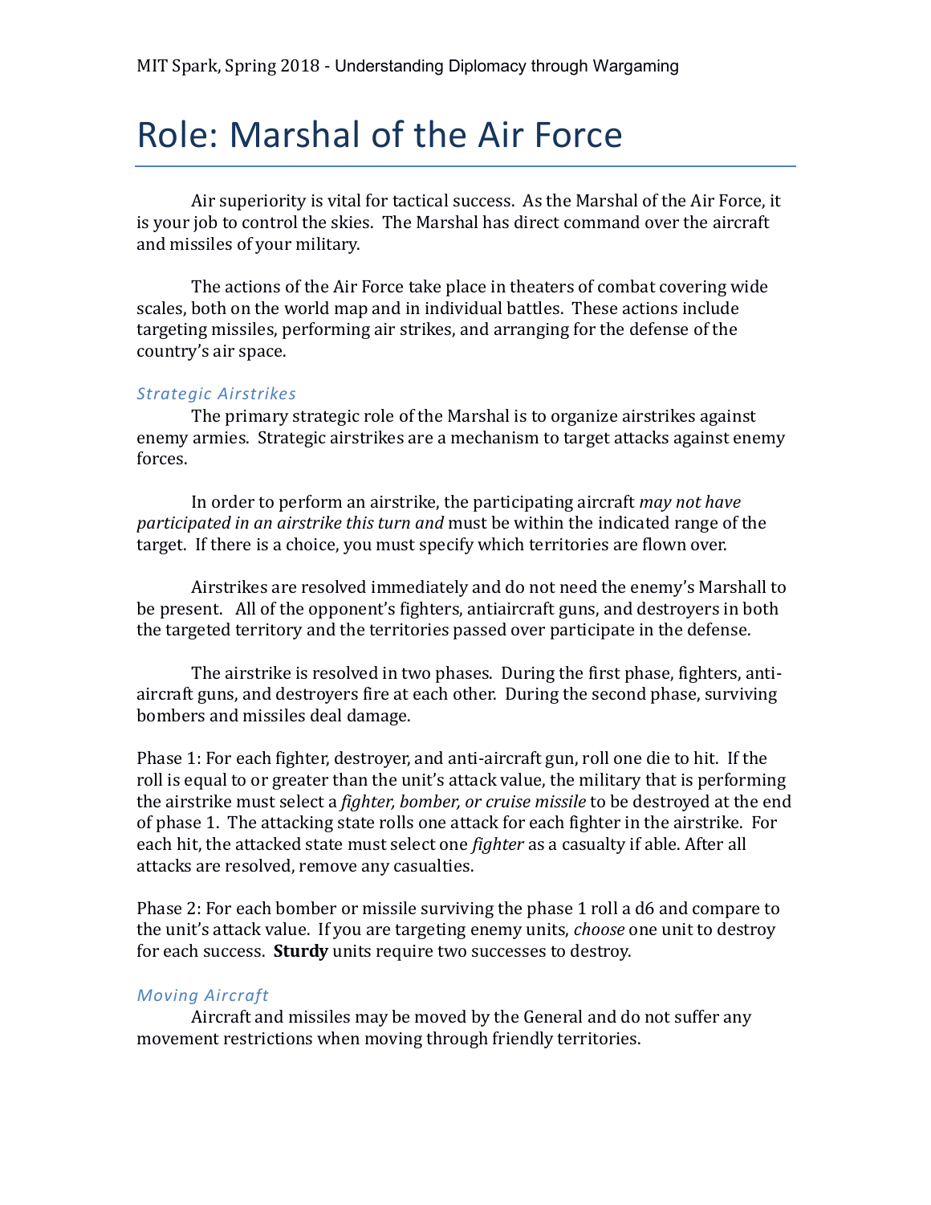# Role: Marshal of the Air Force

Air superiority is vital for tactical success. As the Marshal of the Air Force, it is your job to control the skies. The Marshal has direct command over the aircraft and missiles of your military.

The actions of the Air Force take place in theaters of combat covering wide scales, both on the world map and in individual battles. These actions include targeting missiles, performing air strikes, and arranging for the defense of the country's air space.

### *Strategic Airstrikes*

The primary strategic role of the Marshal is to organize airstrikes against enemy armies. Strategic airstrikes are a mechanism to target attacks against enemy forces.

In order to perform an airstrike, the participating aircraft *may not have participated in an airstrike this turn and* must be within the indicated range of the target. If there is a choice, you must specify which territories are flown over.

Airstrikes are resolved immediately and do not need the enemy's Marshall to be present. All of the opponent's fighters, antiaircraft guns, and destroyers in both the targeted territory and the territories passed over participate in the defense.

The airstrike is resolved in two phases. During the first phase, fighters, anti-aircraft guns, and destroyers fire at each other. During the second phase, surviving bombers and missiles deal damage.

Phase 1: For each fighter, destroyer, and anti-aircraft gun, roll one die to hit. If the roll is equal to or greater than the unit's attack value, the military that is performing the airstrike must select a *fighter, bomber, or cruise missile* to be destroyed at the end of phase 1. The attacking state rolls one attack for each fighter in the airstrike. For each hit, the attacked state must select one *fighter* as a casualty if able. After all attacks are resolved, remove any casualties.

Phase 2: For each bomber or missile surviving the phase 1 roll a d6 and compare to the unit's attack value. If you are targeting enemy units, *choose* one unit to destroy for each success. **Sturdy** units require two successes to destroy.

### *Moving Aircraft*

Aircraft and missiles may be moved by the General and do not suffer any movement restrictions when moving through friendly territories.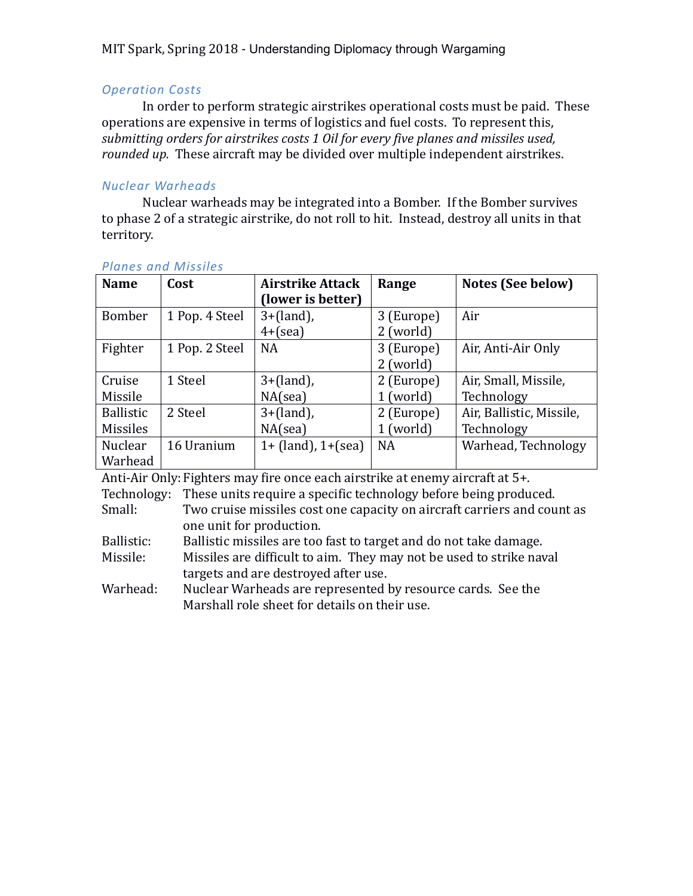### Operation Costs

In order to perform strategic airstrikes operational costs must be paid. These operations are expensive in terms of logistics and fuel costs. To represent this, *submitting orders for airstrikes costs 1 Oil for every five planes and missiles used, rounded up.* These aircraft may be divided over multiple independent airstrikes.

### Nuclear Warheads

Nuclear warheads may be integrated into a Bomber. If the Bomber survives to phase 2 of a strategic airstrike, do not roll to hit. Instead, destroy all units in that territory.

### Planes and Missiles

| Name | Cost | Airstrike Attack (lower is better) | Range | Notes (See below) |
|---|---|---|---|---|
| Bomber | 1 Pop. 4 Steel | 3+(land), 4+(sea) | 3 (Europe) 2 (world) | Air |
| Fighter | 1 Pop. 2 Steel | NA | 3 (Europe) 2 (world) | Air, Anti-Air Only |
| Cruise Missile | 1 Steel | 3+(land), NA(sea) | 2 (Europe) 1 (world) | Air, Small, Missile, Technology |
| Ballistic Missiles | 2 Steel | 3+(land), NA(sea) | 2 (Europe) 1 (world) | Air, Ballistic, Missile, Technology |
| Nuclear Warhead | 16 Uranium | 1+ (land), 1+(sea) | NA | Warhead, Technology |

Anti-Air Only: Fighters may fire once each airstrike at enemy aircraft at 5+.

Technology: These units require a specific technology before being produced.

Small: Two cruise missiles cost one capacity on aircraft carriers and count as one unit for production.

Ballistic: Ballistic missiles are too fast to target and do not take damage.

Missile: Missiles are difficult to aim. They may not be used to strike naval targets and are destroyed after use.

Warhead: Nuclear Warheads are represented by resource cards. See the Marshall role sheet for details on their use.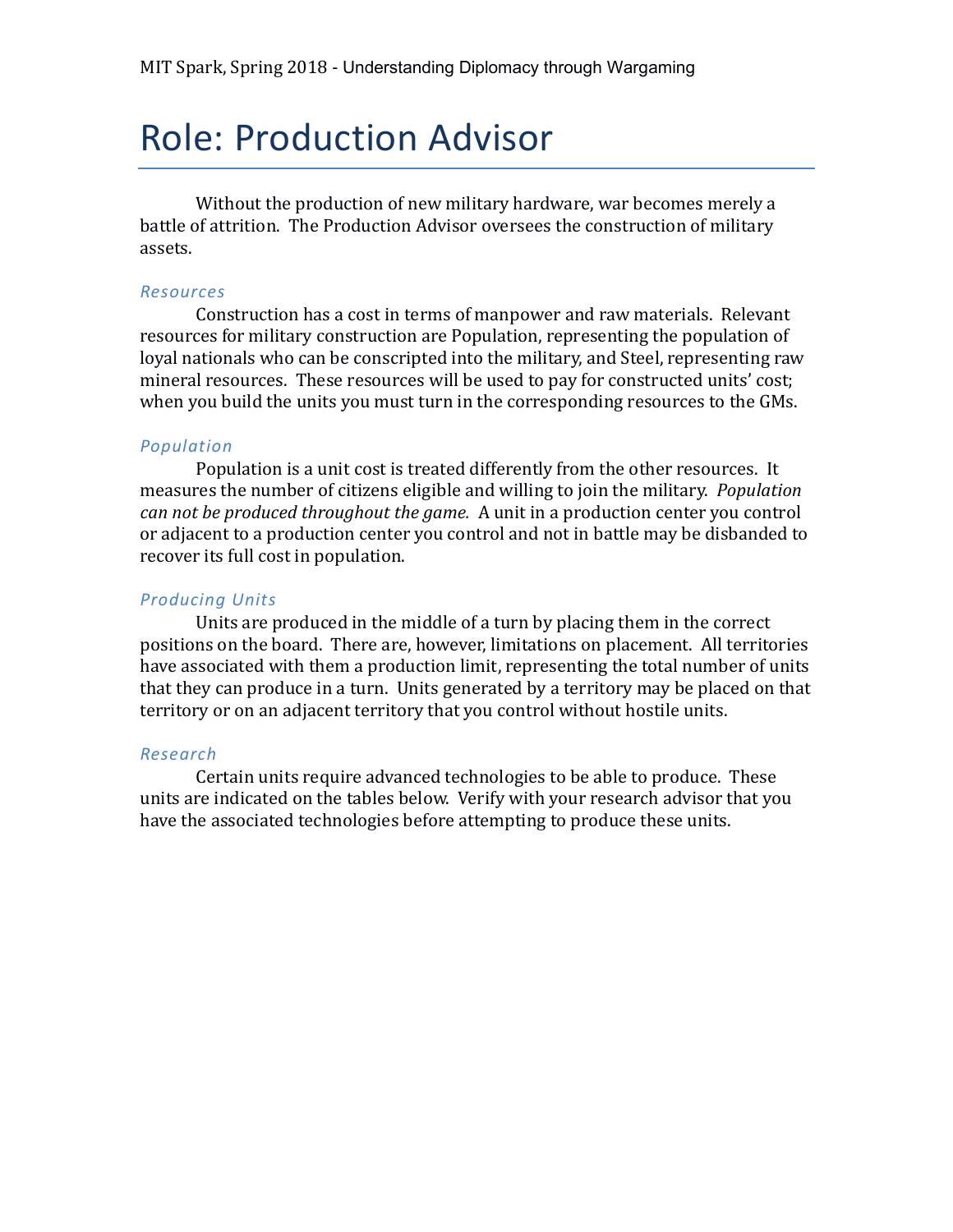# Role: Production Advisor

Without the production of new military hardware, war becomes merely a battle of attrition. The Production Advisor oversees the construction of military assets.

### *Resources*

Construction has a cost in terms of manpower and raw materials. Relevant resources for military construction are Population, representing the population of loyal nationals who can be conscripted into the military, and Steel, representing raw mineral resources. These resources will be used to pay for constructed units' cost; when you build the units you must turn in the corresponding resources to the GMs.

### *Population*

Population is a unit cost is treated differently from the other resources. It measures the number of citizens eligible and willing to join the military. *Population can not be produced throughout the game.* A unit in a production center you control or adjacent to a production center you control and not in battle may be disbanded to recover its full cost in population.

### *Producing Units*

Units are produced in the middle of a turn by placing them in the correct positions on the board. There are, however, limitations on placement. All territories have associated with them a production limit, representing the total number of units that they can produce in a turn. Units generated by a territory may be placed on that territory or on an adjacent territory that you control without hostile units.

### *Research*

Certain units require advanced technologies to be able to produce. These units are indicated on the tables below. Verify with your research advisor that you have the associated technologies before attempting to produce these units.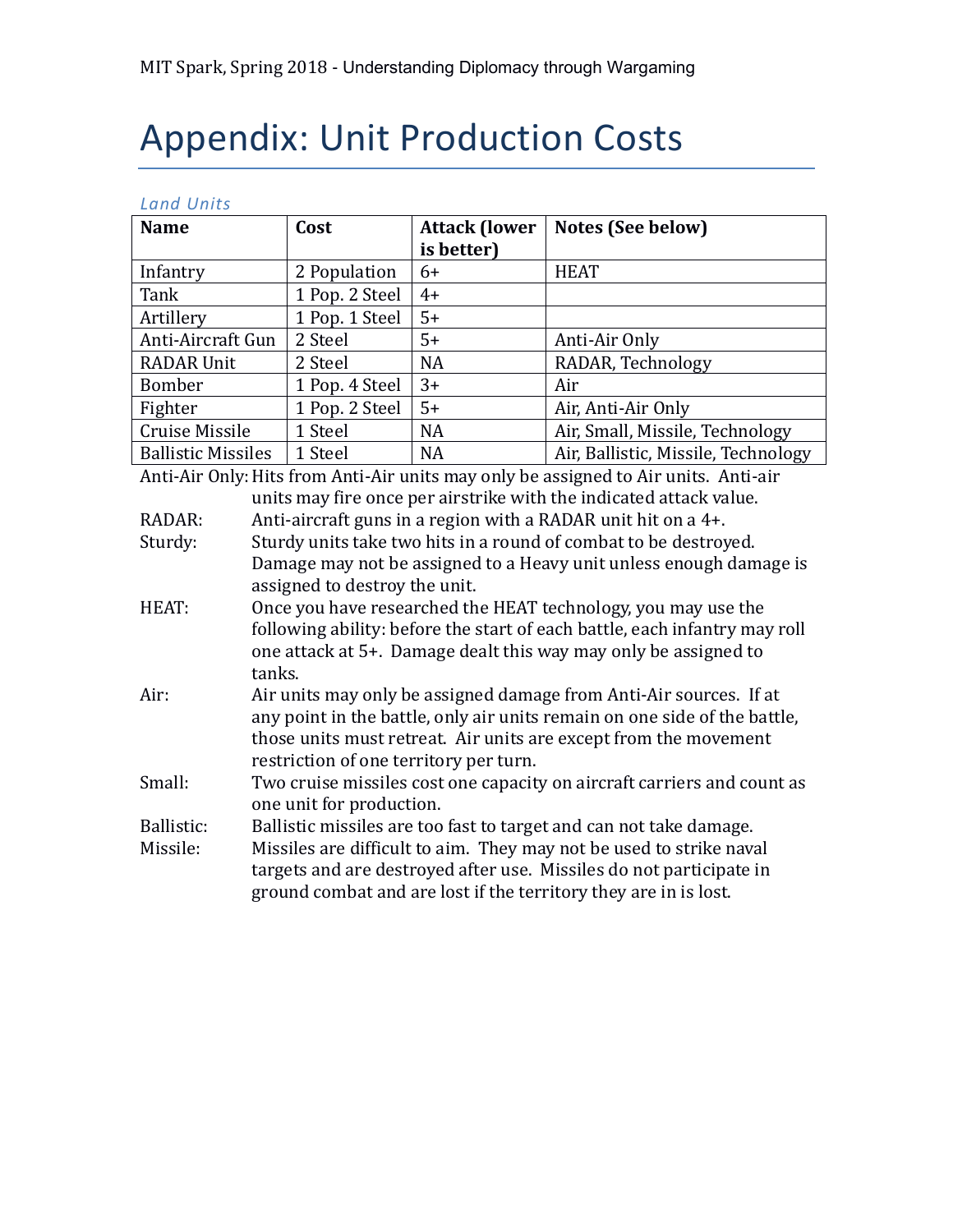# Appendix: Unit Production Costs

*Land Units*

| Name | Cost | Attack (lower is better) | Notes (See below) |
|---|---|---|---|
| Infantry | 2 Population | 6+ | HEAT |
| Tank | 1 Pop. 2 Steel | 4+ | |
| Artillery | 1 Pop. 1 Steel | 5+ | |
| Anti-Aircraft Gun | 2 Steel | 5+ | Anti-Air Only |
| RADAR Unit | 2 Steel | NA | RADAR, Technology |
| Bomber | 1 Pop. 4 Steel | 3+ | Air |
| Fighter | 1 Pop. 2 Steel | 5+ | Air, Anti-Air Only |
| Cruise Missile | 1 Steel | NA | Air, Small, Missile, Technology |
| Ballistic Missiles | 1 Steel | NA | Air, Ballistic, Missile, Technology |

Anti-Air Only: Hits from Anti-Air units may only be assigned to Air units. Anti-air units may fire once per airstrike with the indicated attack value.

RADAR: Anti-aircraft guns in a region with a RADAR unit hit on a 4+.

Sturdy: Sturdy units take two hits in a round of combat to be destroyed. Damage may not be assigned to a Heavy unit unless enough damage is assigned to destroy the unit.

HEAT: Once you have researched the HEAT technology, you may use the following ability: before the start of each battle, each infantry may roll one attack at 5+. Damage dealt this way may only be assigned to tanks.

Air: Air units may only be assigned damage from Anti-Air sources. If at any point in the battle, only air units remain on one side of the battle, those units must retreat. Air units are except from the movement restriction of one territory per turn.

Small: Two cruise missiles cost one capacity on aircraft carriers and count as one unit for production.

Ballistic: Ballistic missiles are too fast to target and can not take damage.

Missile: Missiles are difficult to aim. They may not be used to strike naval targets and are destroyed after use. Missiles do not participate in ground combat and are lost if the territory they are in is lost.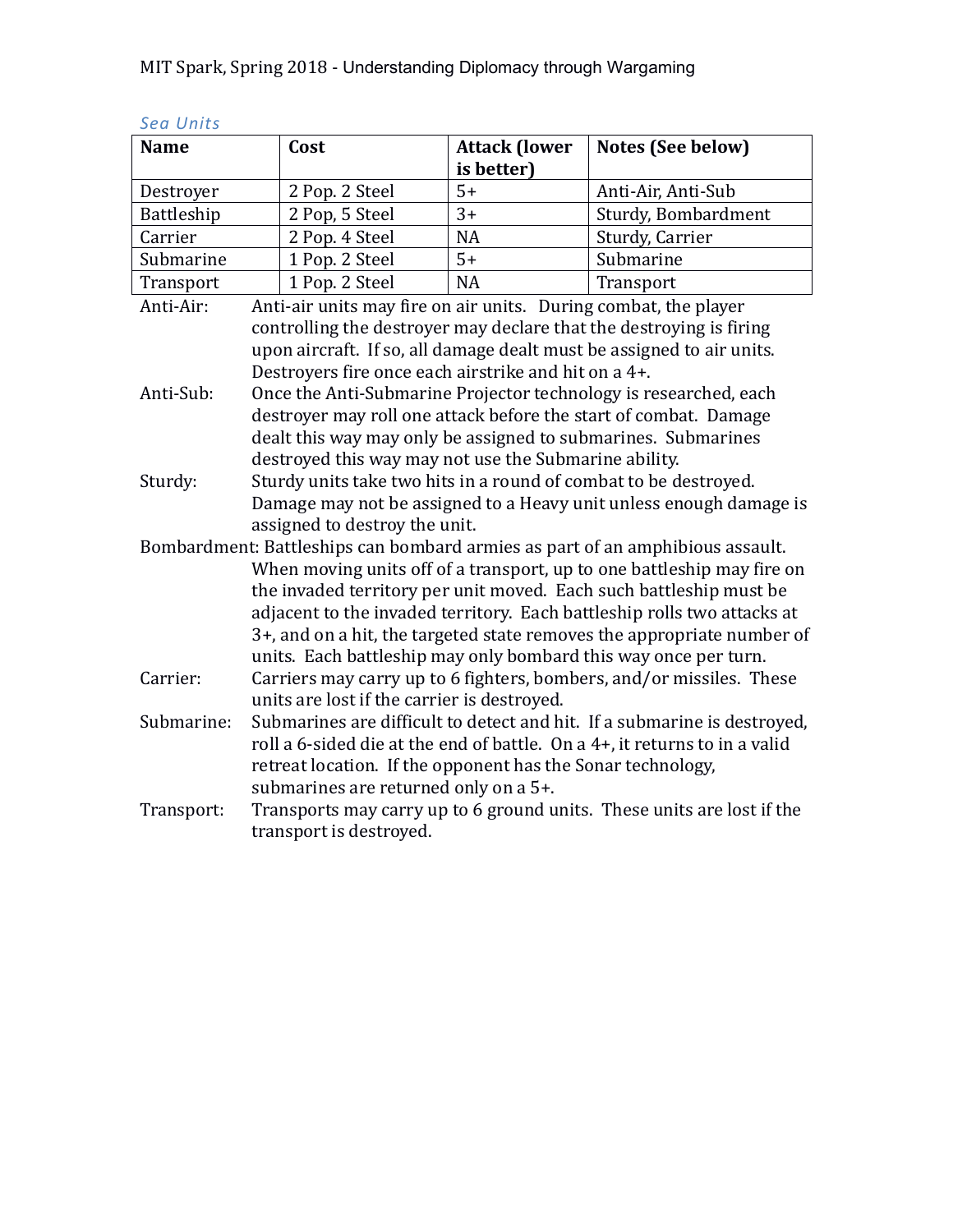### *Sea Units*

| Name | Cost | Attack (lower is better) | Notes (See below) |
|---|---|---|---|
| Destroyer | 2 Pop. 2 Steel | 5+ | Anti-Air, Anti-Sub |
| Battleship | 2 Pop, 5 Steel | 3+ | Sturdy, Bombardment |
| Carrier | 2 Pop. 4 Steel | NA | Sturdy, Carrier |
| Submarine | 1 Pop. 2 Steel | 5+ | Submarine |
| Transport | 1 Pop. 2 Steel | NA | Transport |

**Anti-Air:** Anti-air units may fire on air units. During combat, the player controlling the destroyer may declare that the destroying is firing upon aircraft. If so, all damage dealt must be assigned to air units. Destroyers fire once each airstrike and hit on a 4+.

**Anti-Sub:** Once the Anti-Submarine Projector technology is researched, each destroyer may roll one attack before the start of combat. Damage dealt this way may only be assigned to submarines. Submarines destroyed this way may not use the Submarine ability.

**Sturdy:** Sturdy units take two hits in a round of combat to be destroyed. Damage may not be assigned to a Heavy unit unless enough damage is assigned to destroy the unit.

**Bombardment:** Battleships can bombard armies as part of an amphibious assault. When moving units off of a transport, up to one battleship may fire on the invaded territory per unit moved. Each such battleship must be adjacent to the invaded territory. Each battleship rolls two attacks at 3+, and on a hit, the targeted state removes the appropriate number of units. Each battleship may only bombard this way once per turn.

**Carrier:** Carriers may carry up to 6 fighters, bombers, and/or missiles. These units are lost if the carrier is destroyed.

**Submarine:** Submarines are difficult to detect and hit. If a submarine is destroyed, roll a 6-sided die at the end of battle. On a 4+, it returns to in a valid retreat location. If the opponent has the Sonar technology, submarines are returned only on a 5+.

**Transport:** Transports may carry up to 6 ground units. These units are lost if the transport is destroyed.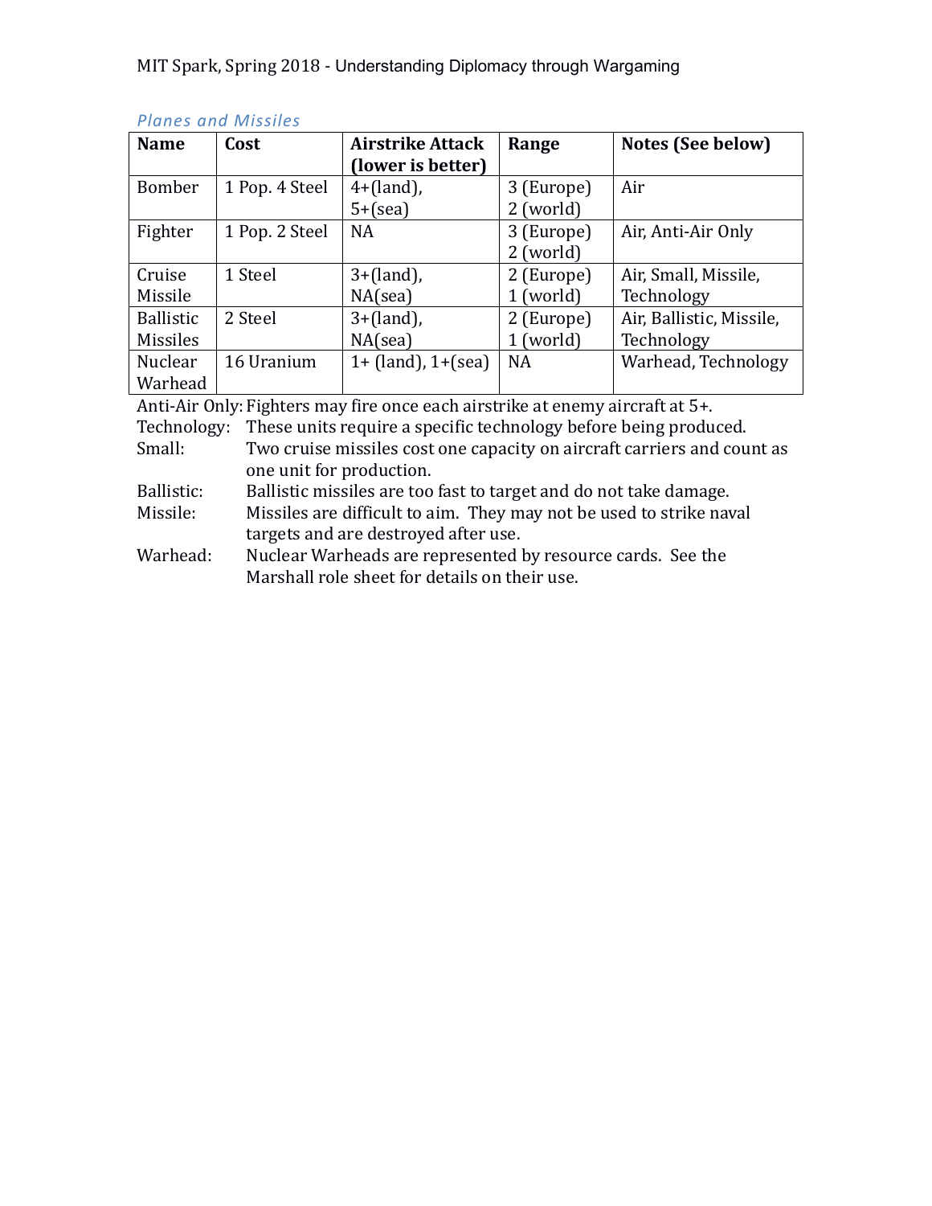### *Planes and Missiles*

| Name | Cost | Airstrike Attack (lower is better) | Range | Notes (See below) |
|---|---|---|---|---|
| Bomber | 1 Pop. 4 Steel | 4+(land), 5+(sea) | 3 (Europe) 2 (world) | Air |
| Fighter | 1 Pop. 2 Steel | NA | 3 (Europe) 2 (world) | Air, Anti-Air Only |
| Cruise Missile | 1 Steel | 3+(land), NA(sea) | 2 (Europe) 1 (world) | Air, Small, Missile, Technology |
| Ballistic Missiles | 2 Steel | 3+(land), NA(sea) | 2 (Europe) 1 (world) | Air, Ballistic, Missile, Technology |
| Nuclear Warhead | 16 Uranium | 1+ (land), 1+(sea) | NA | Warhead, Technology |

Anti-Air Only: Fighters may fire once each airstrike at enemy aircraft at 5+.

Technology: These units require a specific technology before being produced.

Small: Two cruise missiles cost one capacity on aircraft carriers and count as one unit for production.

Ballistic: Ballistic missiles are too fast to target and do not take damage.

Missile: Missiles are difficult to aim. They may not be used to strike naval targets and are destroyed after use.

Warhead: Nuclear Warheads are represented by resource cards. See the Marshall role sheet for details on their use.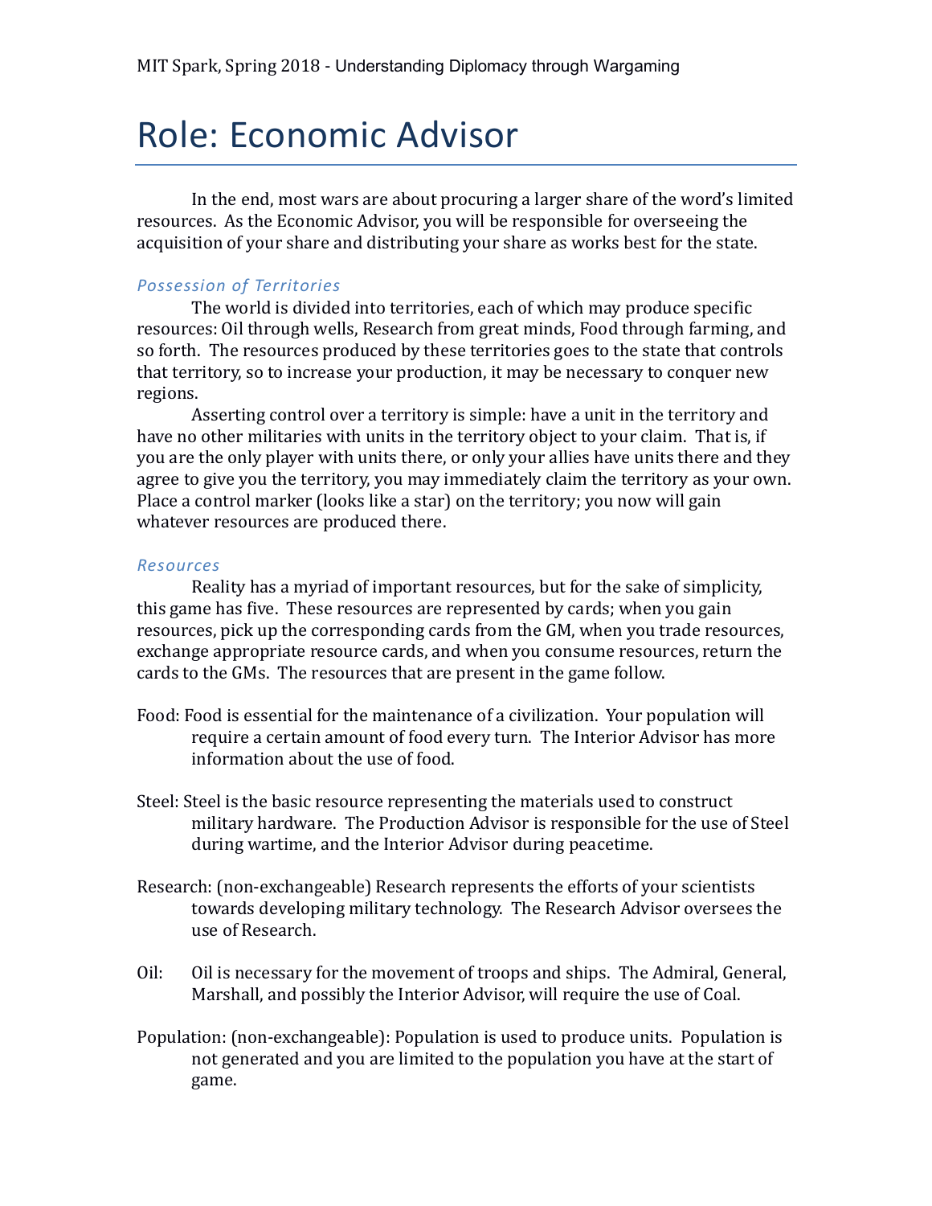# Role: Economic Advisor

In the end, most wars are about procuring a larger share of the word's limited resources. As the Economic Advisor, you will be responsible for overseeing the acquisition of your share and distributing your share as works best for the state.

### *Possession of Territories*

The world is divided into territories, each of which may produce specific resources: Oil through wells, Research from great minds, Food through farming, and so forth. The resources produced by these territories goes to the state that controls that territory, so to increase your production, it may be necessary to conquer new regions.

Asserting control over a territory is simple: have a unit in the territory and have no other militaries with units in the territory object to your claim. That is, if you are the only player with units there, or only your allies have units there and they agree to give you the territory, you may immediately claim the territory as your own. Place a control marker (looks like a star) on the territory; you now will gain whatever resources are produced there.

### *Resources*

Reality has a myriad of important resources, but for the sake of simplicity, this game has five. These resources are represented by cards; when you gain resources, pick up the corresponding cards from the GM, when you trade resources, exchange appropriate resource cards, and when you consume resources, return the cards to the GMs. The resources that are present in the game follow.

Food: Food is essential for the maintenance of a civilization. Your population will require a certain amount of food every turn. The Interior Advisor has more information about the use of food.

Steel: Steel is the basic resource representing the materials used to construct military hardware. The Production Advisor is responsible for the use of Steel during wartime, and the Interior Advisor during peacetime.

Research: (non-exchangeable) Research represents the efforts of your scientists towards developing military technology. The Research Advisor oversees the use of Research.

Oil: Oil is necessary for the movement of troops and ships. The Admiral, General, Marshall, and possibly the Interior Advisor, will require the use of Coal.

Population: (non-exchangeable): Population is used to produce units. Population is not generated and you are limited to the population you have at the start of game.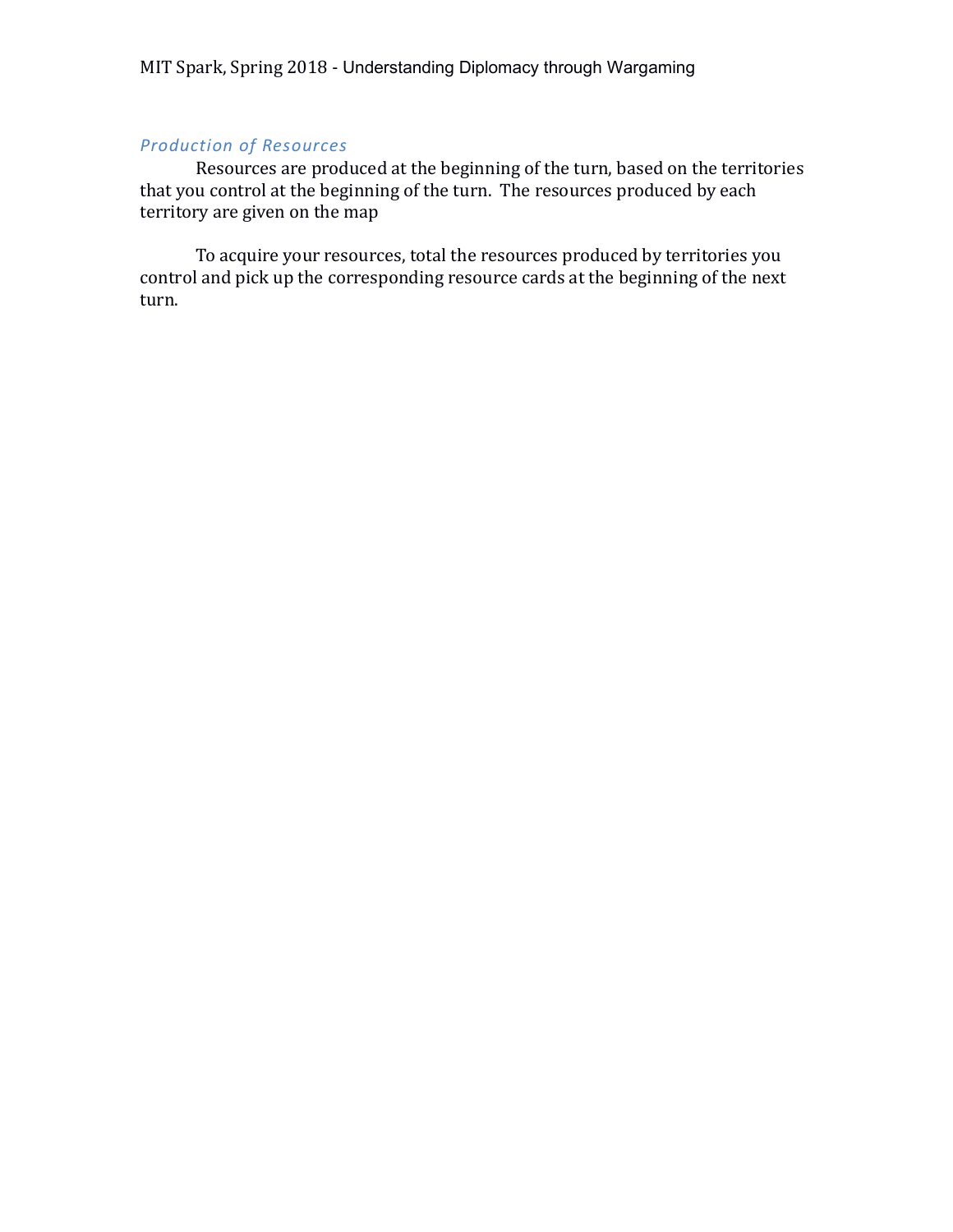### *Production of Resources*

Resources are produced at the beginning of the turn, based on the territories that you control at the beginning of the turn. The resources produced by each territory are given on the map

To acquire your resources, total the resources produced by territories you control and pick up the corresponding resource cards at the beginning of the next turn.